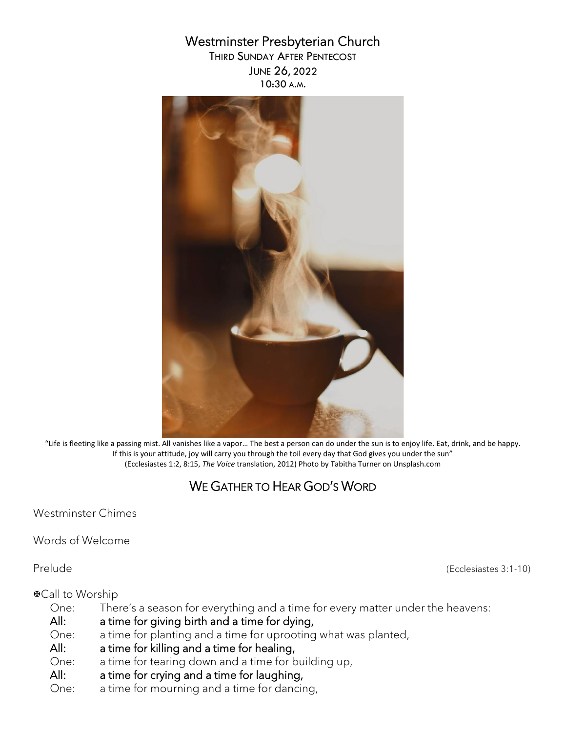# Westminster Presbyterian Church

THIRD SUNDAY AFTER PENTECOST
JUNE 26, 2022
10:30 A.M.

"Life is fleeting like a passing mist. All vanishes like a vapor… The best a person can do under the sun is to enjoy life. Eat, drink, and be happy. If this is your attitude, joy will carry you through the toil every day that God gives you under the sun"
(Ecclesiastes 1:2, 8:15, *The Voice* translation, 2012) Photo by Tabitha Turner on Unsplash.com

## WE GATHER TO HEAR GOD'S WORD

Westminster Chimes

Words of Welcome

Prelude (Ecclesiastes 3:1-10)

✠Call to Worship

One: There's a season for everything and a time for every matter under the heavens:
**All: a time for giving birth and a time for dying,**
One: a time for planting and a time for uprooting what was planted,
**All: a time for killing and a time for healing,**
One: a time for tearing down and a time for building up,
**All: a time for crying and a time for laughing,**
One: a time for mourning and a time for dancing,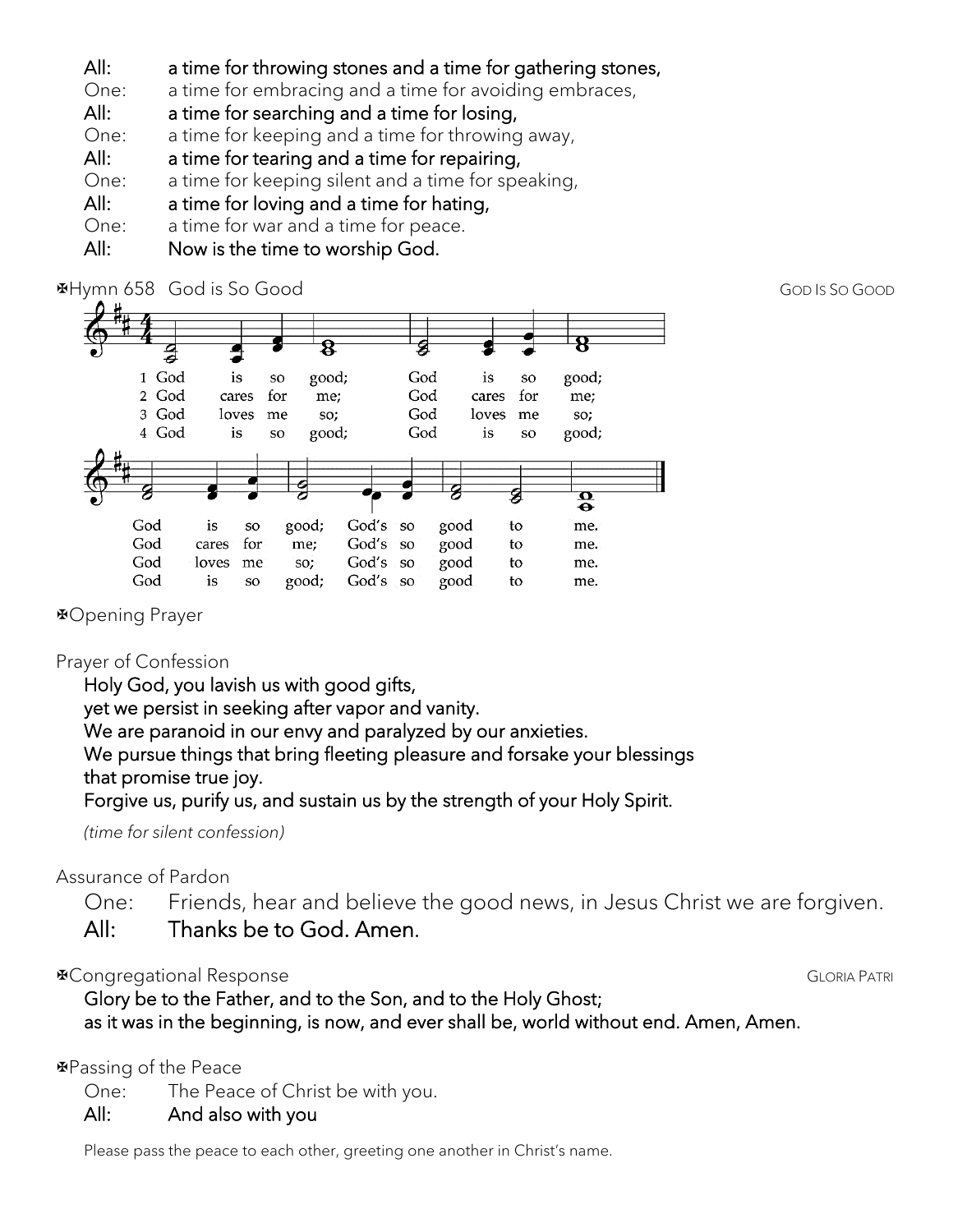**All:** **a time for throwing stones and a time for gathering stones,**
One: a time for embracing and a time for avoiding embraces,
**All:** **a time for searching and a time for losing,**
One: a time for keeping and a time for throwing away,
**All:** **a time for tearing and a time for repairing,**
One: a time for keeping silent and a time for speaking,
**All:** **a time for loving and a time for hating,**
One: a time for war and a time for peace.
**All:** **Now is the time to worship God.**

✠Hymn 658 God is So Good — GOD IS SO GOOD

1 God is so good; God is so good; God is so good; God's so good to me.
2 God cares for me; God cares for me; God cares for me; God's so good to me.
3 God loves me so; God loves me so; God loves me so; God's so good to me.
4 God is so good; God is so good; God is so good; God's so good to me.

✠Opening Prayer

Prayer of Confession

**Holy God, you lavish us with good gifts,**
**yet we persist in seeking after vapor and vanity.**
**We are paranoid in our envy and paralyzed by our anxieties.**
**We pursue things that bring fleeting pleasure and forsake your blessings**
**that promise true joy.**
**Forgive us, purify us, and sustain us by the strength of your Holy Spirit.**

*(time for silent confession)*

Assurance of Pardon

One: Friends, hear and believe the good news, in Jesus Christ we are forgiven.
**All:** **Thanks be to God. Amen.**

✠Congregational Response — GLORIA PATRI

**Glory be to the Father, and to the Son, and to the Holy Ghost;**
**as it was in the beginning, is now, and ever shall be, world without end. Amen, Amen.**

✠Passing of the Peace

One: The Peace of Christ be with you.
**All:** **And also with you**

Please pass the peace to each other, greeting one another in Christ's name.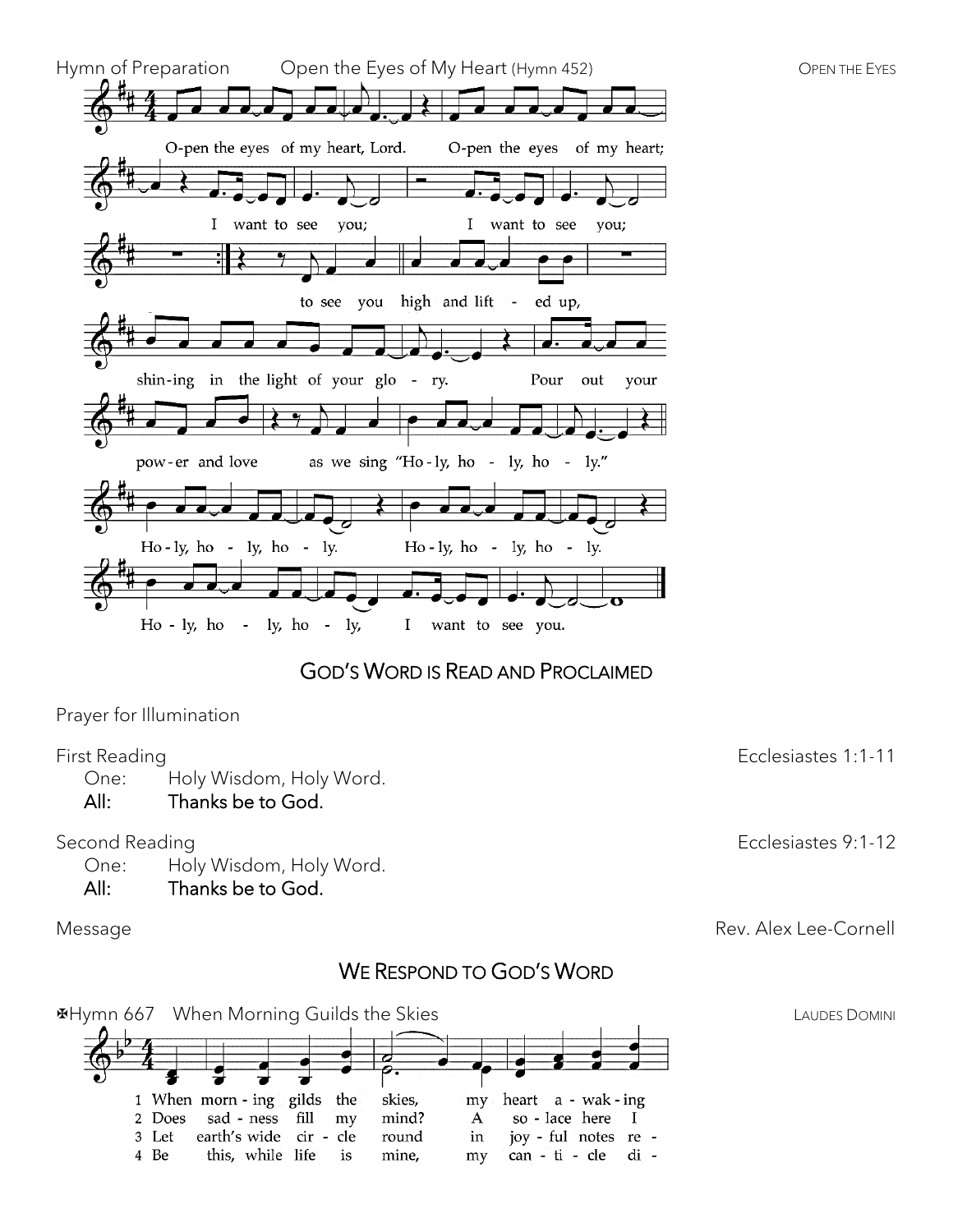Hymn of Preparation   Open the Eyes of My Heart (Hymn 452)   OPEN THE EYES

O-pen the eyes of my heart, Lord. O-pen the eyes of my heart;
I want to see you; I want to see you;
to see you high and lift - ed up,
shin-ing in the light of your glo - ry. Pour out your
pow-er and love as we sing "Ho-ly, ho - ly, ho - ly."
Ho-ly, ho - ly, ho - ly. Ho-ly, ho - ly, ho - ly.
Ho - ly, ho - ly, ho - ly, I want to see you.

## GOD'S WORD IS READ AND PROCLAIMED

Prayer for Illumination

First Reading   Ecclesiastes 1:1-11

One: Holy Wisdom, Holy Word.
**All: Thanks be to God.**

Second Reading   Ecclesiastes 9:1-12

One: Holy Wisdom, Holy Word.
**All: Thanks be to God.**

Message   Rev. Alex Lee-Cornell

## WE RESPOND TO GOD'S WORD

✠Hymn 667   When Morning Guilds the Skies   LAUDES DOMINI

1 When morn - ing gilds the skies, my heart a - wak - ing
2 Does sad - ness fill my mind? A so - lace here I
3 Let earth's wide cir - cle round in joy - ful notes re -
4 Be this, while life is mine, my can - ti - cle di -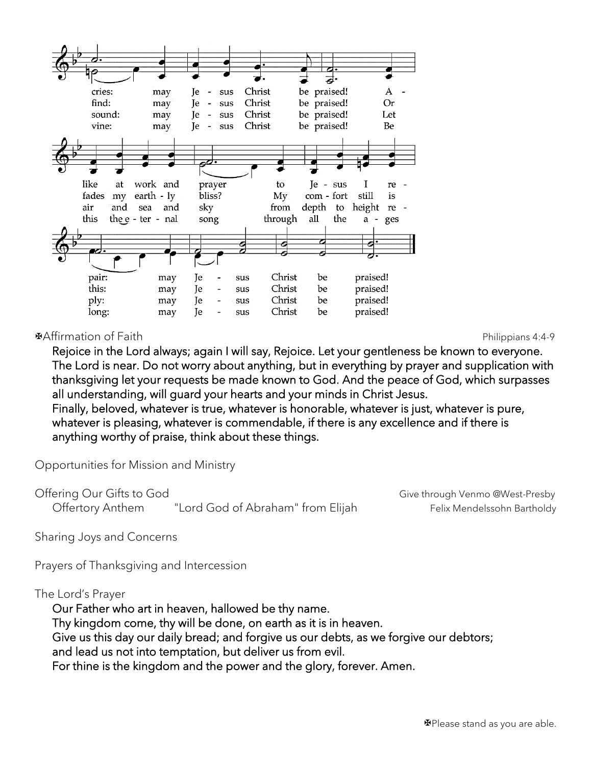cries: may Jesus Christ be praised! Alike at work and prayer to Jesus I repair: may Jesus Christ be praised!

find: may Jesus Christ be praised! Or fades my earthly bliss? My comfort still is this: may Jesus Christ be praised!

sound: may Jesus Christ be praised! Let air and sea and sky from depth to height reply: may Jesus Christ be praised!

vine: may Jesus Christ be praised! Be this the eternal song through all the ages long: may Jesus Christ be praised!

✠Affirmation of Faith — Philippians 4:4-9

**Rejoice in the Lord always; again I will say, Rejoice. Let your gentleness be known to everyone. The Lord is near. Do not worry about anything, but in everything by prayer and supplication with thanksgiving let your requests be made known to God. And the peace of God, which surpasses all understanding, will guard your hearts and your minds in Christ Jesus.**
**Finally, beloved, whatever is true, whatever is honorable, whatever is just, whatever is pure, whatever is pleasing, whatever is commendable, if there is any excellence and if there is anything worthy of praise, think about these things.**

Opportunities for Mission and Ministry

Offering Our Gifts to God — Give through Venmo @West-Presby

Offertory Anthem — "Lord God of Abraham" from Elijah — Felix Mendelssohn Bartholdy

Sharing Joys and Concerns

Prayers of Thanksgiving and Intercession

The Lord's Prayer

**Our Father who art in heaven, hallowed be thy name.**
**Thy kingdom come, thy will be done, on earth as it is in heaven.**
**Give us this day our daily bread; and forgive us our debts, as we forgive our debtors;**
**and lead us not into temptation, but deliver us from evil.**
**For thine is the kingdom and the power and the glory, forever. Amen.**

✠Please stand as you are able.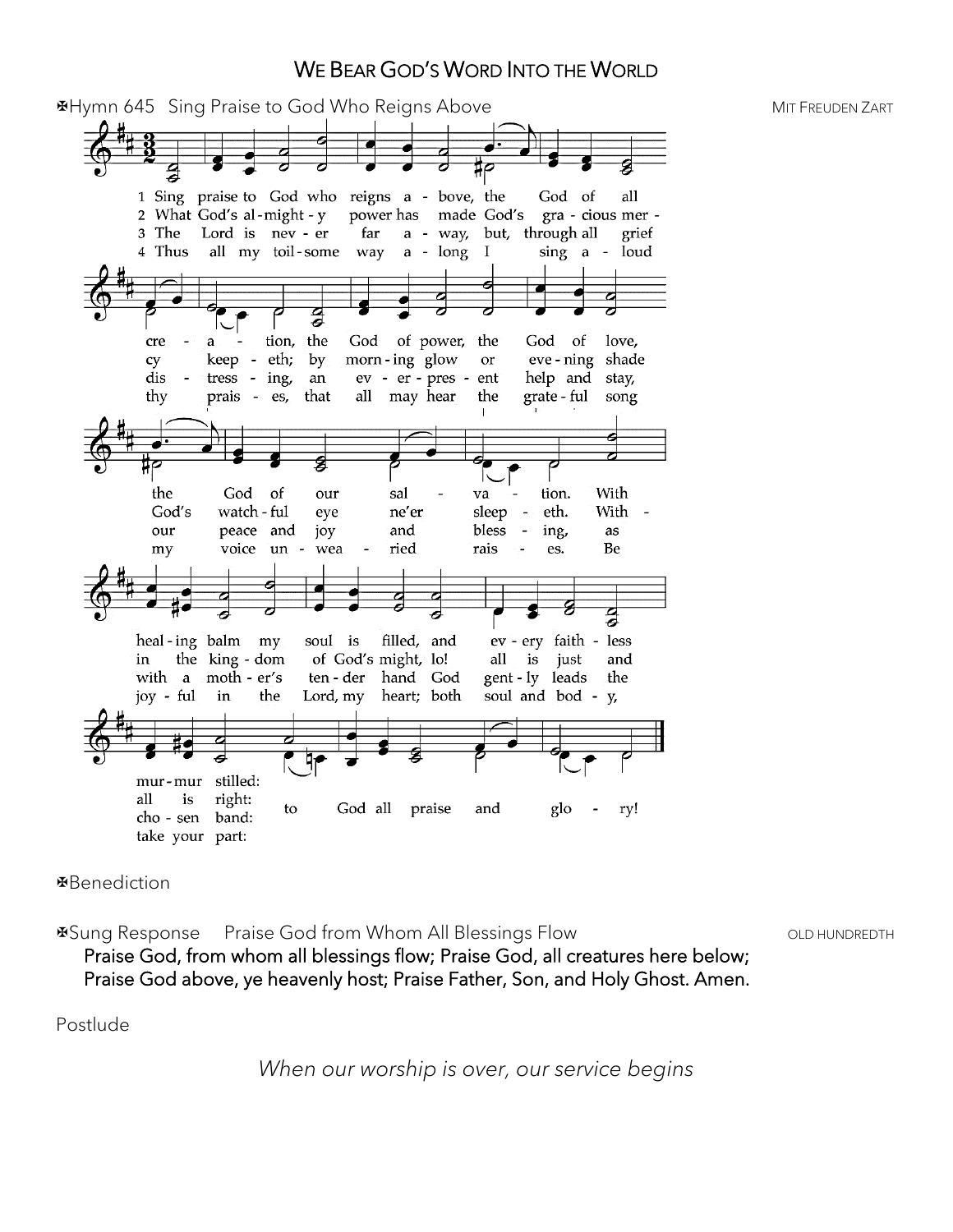## We Bear God's Word Into the World

✠Hymn 645 Sing Praise to God Who Reigns Above MIT FREUDEN ZART

1 Sing praise to God who reigns above, the God of all creation, the God of power, the God of love, the God of our salvation. With healing balm my soul is filled, and every faithless murmur stilled: to God all praise and glory!

2 What God's almighty power has made God's gracious mercy keepeth; by morning glow or evening shade God's watchful eye ne'er sleepeth. Within the kingdom of God's might, lo! all is just and all is right: to God all praise and glory!

3 The Lord is never far away, but, through all grief distressing, an ever-present help and stay, our peace and joy and blessing, as with a mother's tender hand God gently leads the chosen band: to God all praise and glory!

4 Thus all my toilsome way along I sing aloud thy praises, that all may hear the grateful song my voice unwearied raises. Be joyful in the Lord, my heart; both soul and body, take your part: to God all praise and glory!

✠Benediction

✠Sung Response Praise God from Whom All Blessings Flow OLD HUNDREDTH

**Praise God, from whom all blessings flow; Praise God, all creatures here below;
Praise God above, ye heavenly host; Praise Father, Son, and Holy Ghost. Amen.**

Postlude

*When our worship is over, our service begins*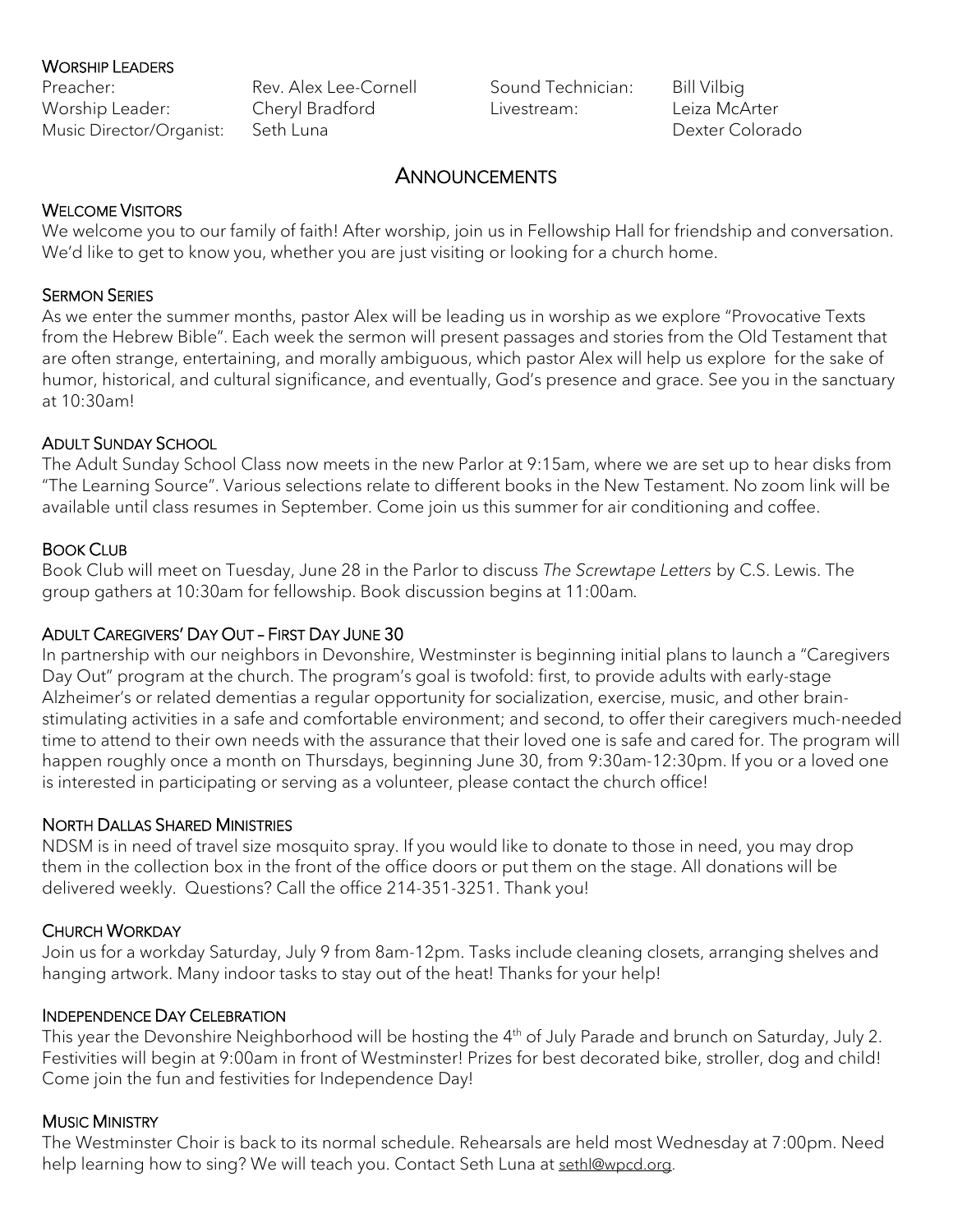### Worship Leaders

| | | | |
|---|---|---|---|
| Preacher: | Rev. Alex Lee-Cornell | Sound Technician: | Bill Vilbig |
| Worship Leader: | Cheryl Bradford | Livestream: | Leiza McArter |
| Music Director/Organist: | Seth Luna | | Dexter Colorado |

## Announcements

### Welcome Visitors

We welcome you to our family of faith! After worship, join us in Fellowship Hall for friendship and conversation. We'd like to get to know you, whether you are just visiting or looking for a church home.

### Sermon Series

As we enter the summer months, pastor Alex will be leading us in worship as we explore "Provocative Texts from the Hebrew Bible". Each week the sermon will present passages and stories from the Old Testament that are often strange, entertaining, and morally ambiguous, which pastor Alex will help us explore for the sake of humor, historical, and cultural significance, and eventually, God's presence and grace. See you in the sanctuary at 10:30am!

### Adult Sunday School

The Adult Sunday School Class now meets in the new Parlor at 9:15am, where we are set up to hear disks from "The Learning Source". Various selections relate to different books in the New Testament. No zoom link will be available until class resumes in September. Come join us this summer for air conditioning and coffee.

### Book Club

Book Club will meet on Tuesday, June 28 in the Parlor to discuss *The Screwtape Letters* by C.S. Lewis. The group gathers at 10:30am for fellowship. Book discussion begins at 11:00am.

### Adult Caregivers' Day Out – First Day June 30

In partnership with our neighbors in Devonshire, Westminster is beginning initial plans to launch a "Caregivers Day Out" program at the church. The program's goal is twofold: first, to provide adults with early-stage Alzheimer's or related dementias a regular opportunity for socialization, exercise, music, and other brain-stimulating activities in a safe and comfortable environment; and second, to offer their caregivers much-needed time to attend to their own needs with the assurance that their loved one is safe and cared for. The program will happen roughly once a month on Thursdays, beginning June 30, from 9:30am-12:30pm. If you or a loved one is interested in participating or serving as a volunteer, please contact the church office!

### North Dallas Shared Ministries

NDSM is in need of travel size mosquito spray. If you would like to donate to those in need, you may drop them in the collection box in the front of the office doors or put them on the stage. All donations will be delivered weekly. Questions? Call the office 214-351-3251. Thank you!

### Church Workday

Join us for a workday Saturday, July 9 from 8am-12pm. Tasks include cleaning closets, arranging shelves and hanging artwork. Many indoor tasks to stay out of the heat! Thanks for your help!

### Independence Day Celebration

This year the Devonshire Neighborhood will be hosting the 4th of July Parade and brunch on Saturday, July 2. Festivities will begin at 9:00am in front of Westminster! Prizes for best decorated bike, stroller, dog and child! Come join the fun and festivities for Independence Day!

### Music Ministry

The Westminster Choir is back to its normal schedule. Rehearsals are held most Wednesday at 7:00pm. Need help learning how to sing? We will teach you. Contact Seth Luna at sethl@wpcd.org.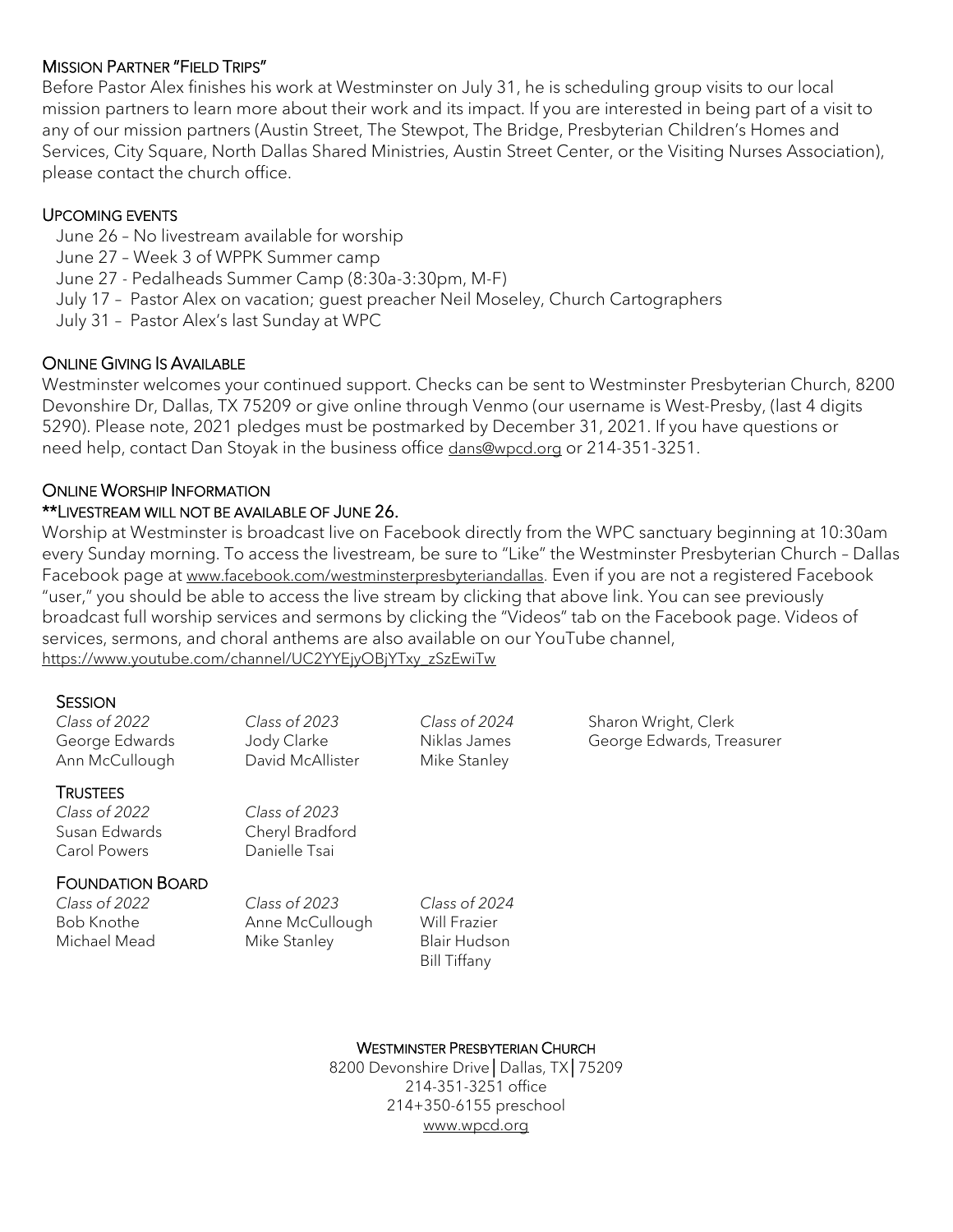## Mission Partner "Field Trips"

Before Pastor Alex finishes his work at Westminster on July 31, he is scheduling group visits to our local mission partners to learn more about their work and its impact. If you are interested in being part of a visit to any of our mission partners (Austin Street, The Stewpot, The Bridge, Presbyterian Children's Homes and Services, City Square, North Dallas Shared Ministries, Austin Street Center, or the Visiting Nurses Association), please contact the church office.

## Upcoming events

June 26 – No livestream available for worship
June 27 – Week 3 of WPPK Summer camp
June 27 - Pedalheads Summer Camp (8:30a-3:30pm, M-F)
July 17 – Pastor Alex on vacation; guest preacher Neil Moseley, Church Cartographers
July 31 – Pastor Alex's last Sunday at WPC

## Online Giving Is Available

Westminster welcomes your continued support. Checks can be sent to Westminster Presbyterian Church, 8200 Devonshire Dr, Dallas, TX 75209 or give online through Venmo (our username is West-Presby, (last 4 digits 5290). Please note, 2021 pledges must be postmarked by December 31, 2021. If you have questions or need help, contact Dan Stoyak in the business office dans@wpcd.org or 214-351-3251.

## Online Worship Information

**\*\*Livestream will not be available of June 26.**

Worship at Westminster is broadcast live on Facebook directly from the WPC sanctuary beginning at 10:30am every Sunday morning. To access the livestream, be sure to "Like" the Westminster Presbyterian Church – Dallas Facebook page at www.facebook.com/westminsterpresbyteriandallas. Even if you are not a registered Facebook "user," you should be able to access the live stream by clicking that above link. You can see previously broadcast full worship services and sermons by clicking the "Videos" tab on the Facebook page. Videos of services, sermons, and choral anthems are also available on our YouTube channel, https://www.youtube.com/channel/UC2YYEjyOBjYTxy_zSzEwiTw

## Session

| *Class of 2022* | *Class of 2023* | *Class of 2024* | |
|---|---|---|---|
| George Edwards | Jody Clarke | Niklas James | Sharon Wright, Clerk |
| Ann McCullough | David McAllister | Mike Stanley | George Edwards, Treasurer |

## Trustees

| *Class of 2022* | *Class of 2023* |
|---|---|
| Susan Edwards | Cheryl Bradford |
| Carol Powers | Danielle Tsai |

## Foundation Board

| *Class of 2022* | *Class of 2023* | *Class of 2024* |
|---|---|---|
| Bob Knothe | Anne McCullough | Will Frazier |
| Michael Mead | Mike Stanley | Blair Hudson |
| | | Bill Tiffany |

**Westminster Presbyterian Church**
8200 Devonshire Drive | Dallas, TX | 75209
214-351-3251 office
214+350-6155 preschool
www.wpcd.org